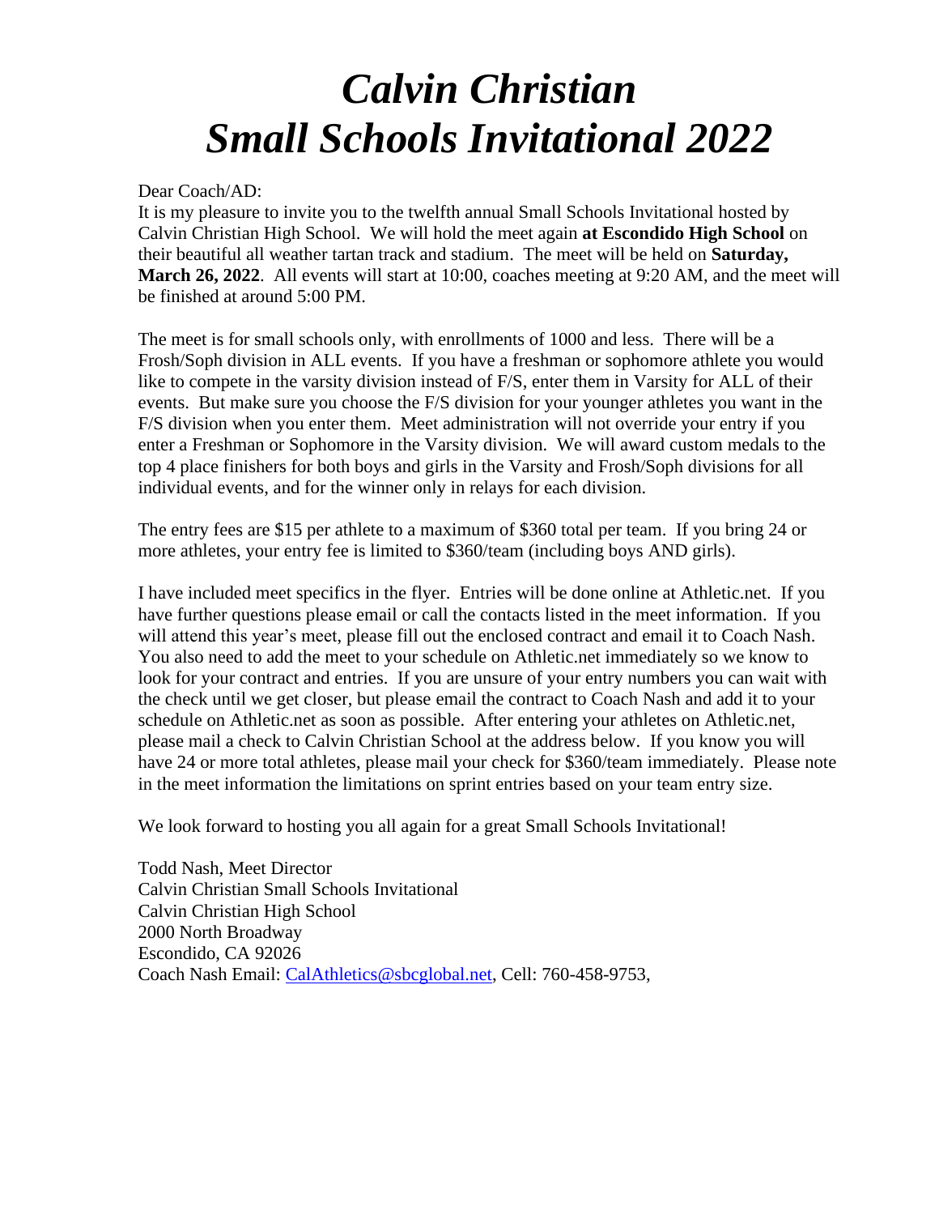# *Calvin Christian*
# *Small Schools Invitational 2022*

Dear Coach/AD:
It is my pleasure to invite you to the twelfth annual Small Schools Invitational hosted by Calvin Christian High School. We will hold the meet again **at Escondido High School** on their beautiful all weather tartan track and stadium. The meet will be held on **Saturday, March 26, 2022**. All events will start at 10:00, coaches meeting at 9:20 AM, and the meet will be finished at around 5:00 PM.

The meet is for small schools only, with enrollments of 1000 and less. There will be a Frosh/Soph division in ALL events. If you have a freshman or sophomore athlete you would like to compete in the varsity division instead of F/S, enter them in Varsity for ALL of their events. But make sure you choose the F/S division for your younger athletes you want in the F/S division when you enter them. Meet administration will not override your entry if you enter a Freshman or Sophomore in the Varsity division. We will award custom medals to the top 4 place finishers for both boys and girls in the Varsity and Frosh/Soph divisions for all individual events, and for the winner only in relays for each division.

The entry fees are $15 per athlete to a maximum of $360 total per team. If you bring 24 or more athletes, your entry fee is limited to $360/team (including boys AND girls).

I have included meet specifics in the flyer. Entries will be done online at Athletic.net. If you have further questions please email or call the contacts listed in the meet information. If you will attend this year's meet, please fill out the enclosed contract and email it to Coach Nash. You also need to add the meet to your schedule on Athletic.net immediately so we know to look for your contract and entries. If you are unsure of your entry numbers you can wait with the check until we get closer, but please email the contract to Coach Nash and add it to your schedule on Athletic.net as soon as possible. After entering your athletes on Athletic.net, please mail a check to Calvin Christian School at the address below. If you know you will have 24 or more total athletes, please mail your check for $360/team immediately. Please note in the meet information the limitations on sprint entries based on your team entry size.

We look forward to hosting you all again for a great Small Schools Invitational!

Todd Nash, Meet Director
Calvin Christian Small Schools Invitational
Calvin Christian High School
2000 North Broadway
Escondido, CA 92026
Coach Nash Email: CalAthletics@sbcglobal.net, Cell: 760-458-9753,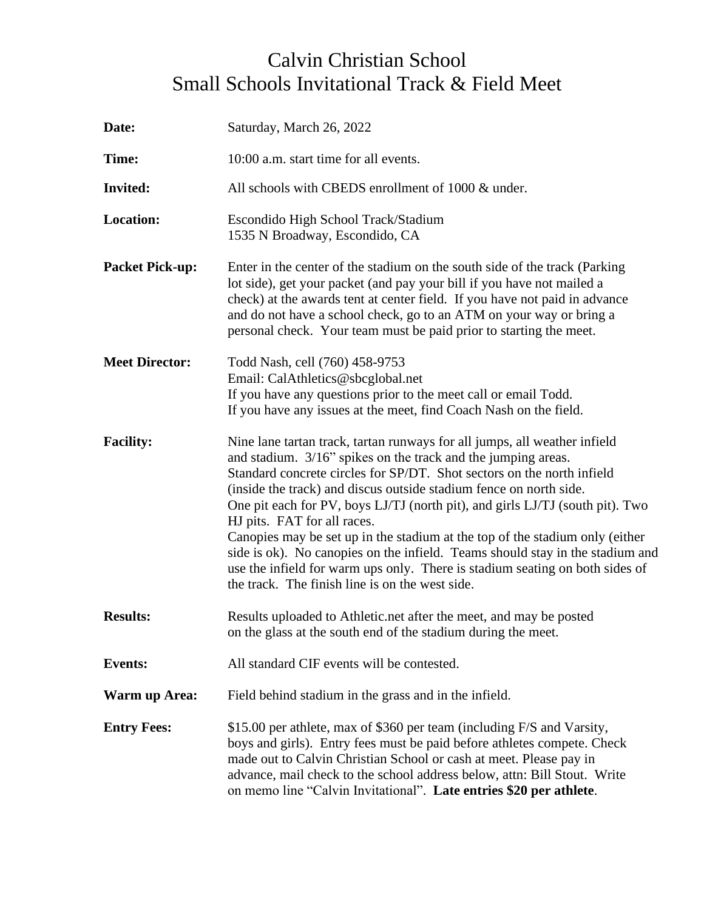# Calvin Christian School
# Small Schools Invitational Track & Field Meet

**Date:** Saturday, March 26, 2022

**Time:** 10:00 a.m. start time for all events.

**Invited:** All schools with CBEDS enrollment of 1000 & under.

**Location:** Escondido High School Track/Stadium
1535 N Broadway, Escondido, CA

**Packet Pick-up:** Enter in the center of the stadium on the south side of the track (Parking lot side), get your packet (and pay your bill if you have not mailed a check) at the awards tent at center field. If you have not paid in advance and do not have a school check, go to an ATM on your way or bring a personal check. Your team must be paid prior to starting the meet.

**Meet Director:** Todd Nash, cell (760) 458-9753
Email: CalAthletics@sbcglobal.net
If you have any questions prior to the meet call or email Todd.
If you have any issues at the meet, find Coach Nash on the field.

**Facility:** Nine lane tartan track, tartan runways for all jumps, all weather infield and stadium. 3/16" spikes on the track and the jumping areas. Standard concrete circles for SP/DT. Shot sectors on the north infield (inside the track) and discus outside stadium fence on north side. One pit each for PV, boys LJ/TJ (north pit), and girls LJ/TJ (south pit). Two HJ pits. FAT for all races.
Canopies may be set up in the stadium at the top of the stadium only (either side is ok). No canopies on the infield. Teams should stay in the stadium and use the infield for warm ups only. There is stadium seating on both sides of the track. The finish line is on the west side.

**Results:** Results uploaded to Athletic.net after the meet, and may be posted on the glass at the south end of the stadium during the meet.

**Events:** All standard CIF events will be contested.

**Warm up Area:** Field behind stadium in the grass and in the infield.

**Entry Fees:** $15.00 per athlete, max of $360 per team (including F/S and Varsity, boys and girls). Entry fees must be paid before athletes compete. Check made out to Calvin Christian School or cash at meet. Please pay in advance, mail check to the school address below, attn: Bill Stout. Write on memo line "Calvin Invitational". **Late entries $20 per athlete**.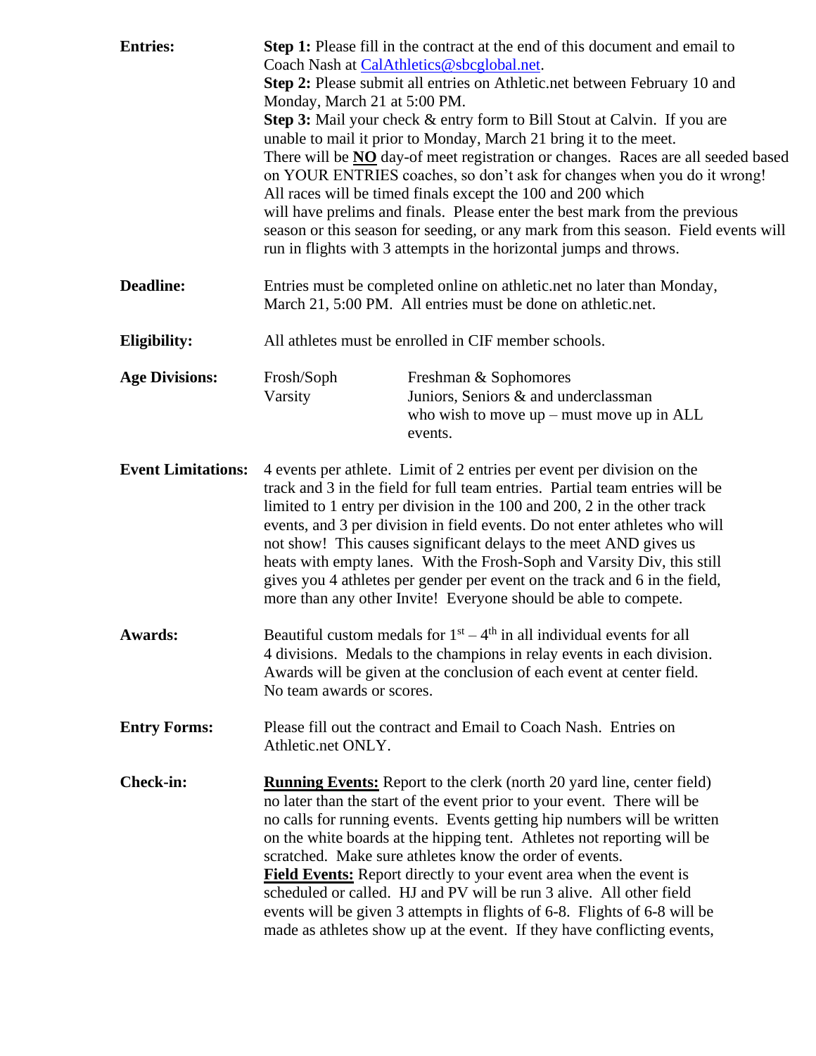**Entries:**

**Step 1:** Please fill in the contract at the end of this document and email to Coach Nash at CalAthletics@sbcglobal.net.
**Step 2:** Please submit all entries on Athletic.net between February 10 and Monday, March 21 at 5:00 PM.
**Step 3:** Mail your check & entry form to Bill Stout at Calvin. If you are unable to mail it prior to Monday, March 21 bring it to the meet.
There will be **NO** day-of meet registration or changes. Races are all seeded based on YOUR ENTRIES coaches, so don't ask for changes when you do it wrong! All races will be timed finals except the 100 and 200 which will have prelims and finals. Please enter the best mark from the previous season or this season for seeding, or any mark from this season. Field events will run in flights with 3 attempts in the horizontal jumps and throws.

**Deadline:**

Entries must be completed online on athletic.net no later than Monday, March 21, 5:00 PM. All entries must be done on athletic.net.

**Eligibility:**

All athletes must be enrolled in CIF member schools.

**Age Divisions:**

| | |
|---|---|
| Frosh/Soph | Freshman & Sophomores |
| Varsity | Juniors, Seniors & and underclassman who wish to move up – must move up in ALL events. |

**Event Limitations:**

4 events per athlete. Limit of 2 entries per event per division on the track and 3 in the field for full team entries. Partial team entries will be limited to 1 entry per division in the 100 and 200, 2 in the other track events, and 3 per division in field events. Do not enter athletes who will not show! This causes significant delays to the meet AND gives us heats with empty lanes. With the Frosh-Soph and Varsity Div, this still gives you 4 athletes per gender per event on the track and 6 in the field, more than any other Invite! Everyone should be able to compete.

**Awards:**

Beautiful custom medals for 1st – 4th in all individual events for all 4 divisions. Medals to the champions in relay events in each division. Awards will be given at the conclusion of each event at center field. No team awards or scores.

**Entry Forms:**

Please fill out the contract and Email to Coach Nash. Entries on Athletic.net ONLY.

**Check-in:**

**Running Events:** Report to the clerk (north 20 yard line, center field) no later than the start of the event prior to your event. There will be no calls for running events. Events getting hip numbers will be written on the white boards at the hipping tent. Athletes not reporting will be scratched. Make sure athletes know the order of events.
**Field Events:** Report directly to your event area when the event is scheduled or called. HJ and PV will be run 3 alive. All other field events will be given 3 attempts in flights of 6-8. Flights of 6-8 will be made as athletes show up at the event. If they have conflicting events,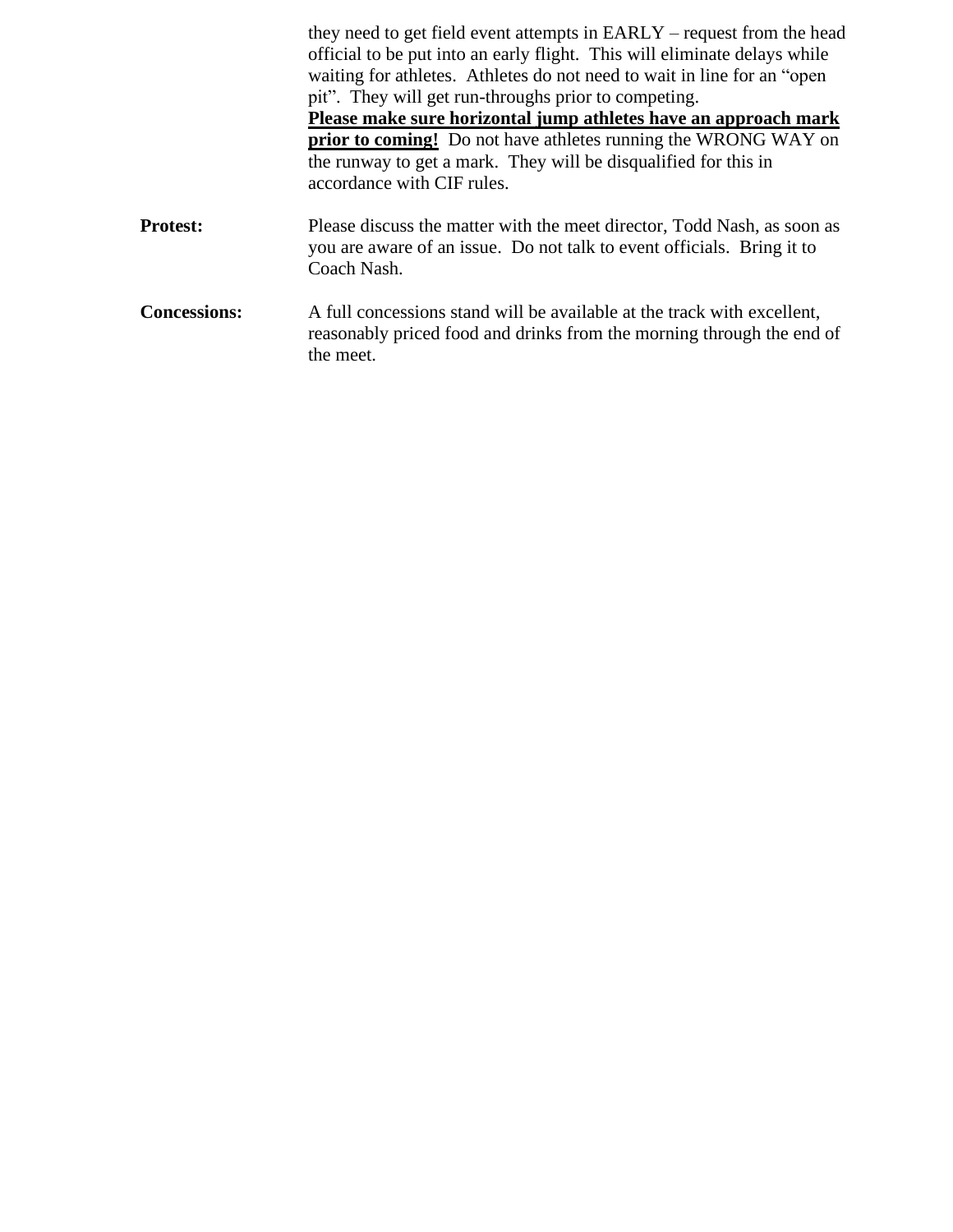they need to get field event attempts in EARLY – request from the head official to be put into an early flight. This will eliminate delays while waiting for athletes. Athletes do not need to wait in line for an "open pit". They will get run-throughs prior to competing.
**<u>Please make sure horizontal jump athletes have an approach mark prior to coming!</u>** Do not have athletes running the WRONG WAY on the runway to get a mark. They will be disqualified for this in accordance with CIF rules.

**Protest:** Please discuss the matter with the meet director, Todd Nash, as soon as you are aware of an issue. Do not talk to event officials. Bring it to Coach Nash.

**Concessions:** A full concessions stand will be available at the track with excellent, reasonably priced food and drinks from the morning through the end of the meet.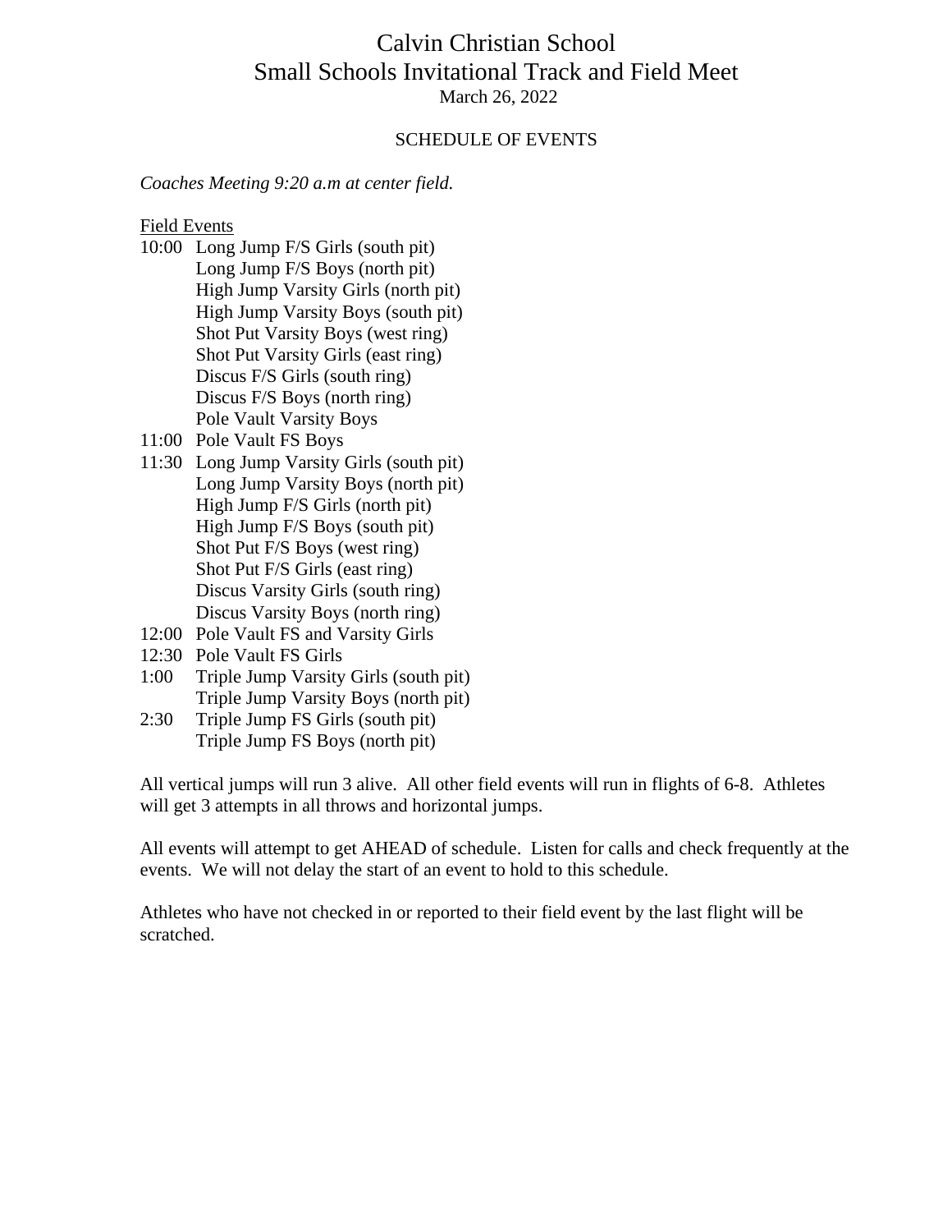# Calvin Christian School
# Small Schools Invitational Track and Field Meet

March 26, 2022

## SCHEDULE OF EVENTS

*Coaches Meeting 9:20 a.m at center field.*

Field Events

10:00 Long Jump F/S Girls (south pit)
Long Jump F/S Boys (north pit)
High Jump Varsity Girls (north pit)
High Jump Varsity Boys (south pit)
Shot Put Varsity Boys (west ring)
Shot Put Varsity Girls (east ring)
Discus F/S Girls (south ring)
Discus F/S Boys (north ring)
Pole Vault Varsity Boys

11:00 Pole Vault FS Boys

11:30 Long Jump Varsity Girls (south pit)
Long Jump Varsity Boys (north pit)
High Jump F/S Girls (north pit)
High Jump F/S Boys (south pit)
Shot Put F/S Boys (west ring)
Shot Put F/S Girls (east ring)
Discus Varsity Girls (south ring)
Discus Varsity Boys (north ring)

12:00 Pole Vault FS and Varsity Girls

12:30 Pole Vault FS Girls

1:00 Triple Jump Varsity Girls (south pit)
Triple Jump Varsity Boys (north pit)

2:30 Triple Jump FS Girls (south pit)
Triple Jump FS Boys (north pit)

All vertical jumps will run 3 alive. All other field events will run in flights of 6-8. Athletes will get 3 attempts in all throws and horizontal jumps.

All events will attempt to get AHEAD of schedule. Listen for calls and check frequently at the events. We will not delay the start of an event to hold to this schedule.

Athletes who have not checked in or reported to their field event by the last flight will be scratched.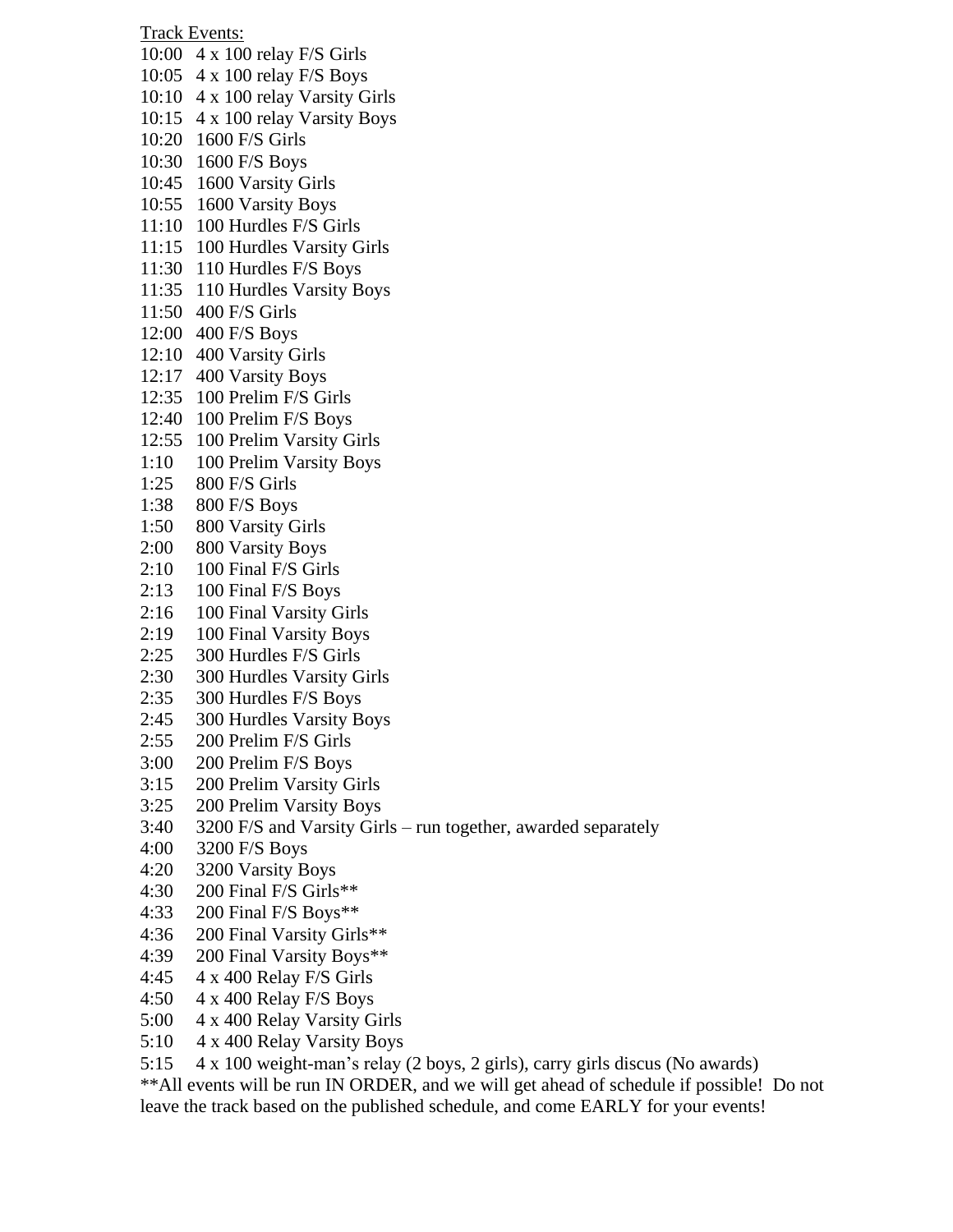<u>Track Events:</u>

10:00 4 x 100 relay F/S Girls
10:05 4 x 100 relay F/S Boys
10:10 4 x 100 relay Varsity Girls
10:15 4 x 100 relay Varsity Boys
10:20 1600 F/S Girls
10:30 1600 F/S Boys
10:45 1600 Varsity Girls
10:55 1600 Varsity Boys
11:10 100 Hurdles F/S Girls
11:15 100 Hurdles Varsity Girls
11:30 110 Hurdles F/S Boys
11:35 110 Hurdles Varsity Boys
11:50 400 F/S Girls
12:00 400 F/S Boys
12:10 400 Varsity Girls
12:17 400 Varsity Boys
12:35 100 Prelim F/S Girls
12:40 100 Prelim F/S Boys
12:55 100 Prelim Varsity Girls
1:10 100 Prelim Varsity Boys
1:25 800 F/S Girls
1:38 800 F/S Boys
1:50 800 Varsity Girls
2:00 800 Varsity Boys
2:10 100 Final F/S Girls
2:13 100 Final F/S Boys
2:16 100 Final Varsity Girls
2:19 100 Final Varsity Boys
2:25 300 Hurdles F/S Girls
2:30 300 Hurdles Varsity Girls
2:35 300 Hurdles F/S Boys
2:45 300 Hurdles Varsity Boys
2:55 200 Prelim F/S Girls
3:00 200 Prelim F/S Boys
3:15 200 Prelim Varsity Girls
3:25 200 Prelim Varsity Boys
3:40 3200 F/S and Varsity Girls – run together, awarded separately
4:00 3200 F/S Boys
4:20 3200 Varsity Boys
4:30 200 Final F/S Girls**
4:33 200 Final F/S Boys**
4:36 200 Final Varsity Girls**
4:39 200 Final Varsity Boys**
4:45 4 x 400 Relay F/S Girls
4:50 4 x 400 Relay F/S Boys
5:00 4 x 400 Relay Varsity Girls
5:10 4 x 400 Relay Varsity Boys
5:15 4 x 100 weight-man's relay (2 boys, 2 girls), carry girls discus (No awards)

**All events will be run IN ORDER, and we will get ahead of schedule if possible! Do not leave the track based on the published schedule, and come EARLY for your events!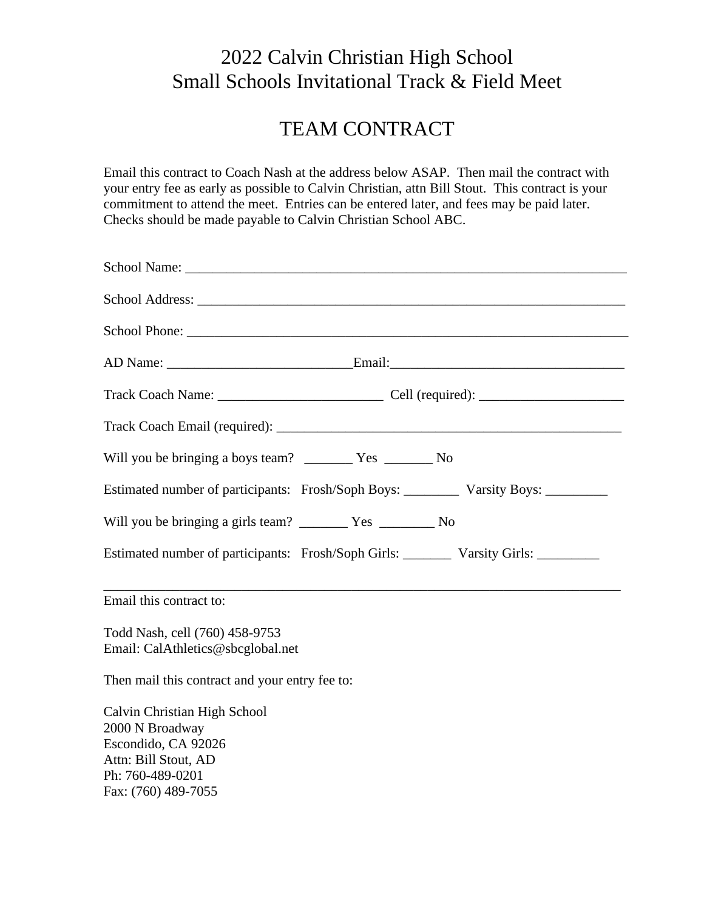# 2022 Calvin Christian High School
# Small Schools Invitational Track & Field Meet

## TEAM CONTRACT

Email this contract to Coach Nash at the address below ASAP. Then mail the contract with your entry fee as early as possible to Calvin Christian, attn Bill Stout. This contract is your commitment to attend the meet. Entries can be entered later, and fees may be paid later. Checks should be made payable to Calvin Christian School ABC.

School Name: ____________________________________________________________________

School Address: __________________________________________________________________

School Phone: ____________________________________________________________________

AD Name: ____________________________Email:___________________________________

Track Coach Name: _________________________ Cell (required): _____________________

Track Coach Email (required): _____________________________________________________

Will you be bringing a boys team? _______ Yes _______ No

Estimated number of participants: Frosh/Soph Boys: ________ Varsity Boys: _________

Will you be bringing a girls team? _______ Yes ________ No

Estimated number of participants: Frosh/Soph Girls: _______ Varsity Girls: _________

---

Email this contract to:

Todd Nash, cell (760) 458-9753
Email: CalAthletics@sbcglobal.net

Then mail this contract and your entry fee to:

Calvin Christian High School
2000 N Broadway
Escondido, CA 92026
Attn: Bill Stout, AD
Ph: 760-489-0201
Fax: (760) 489-7055